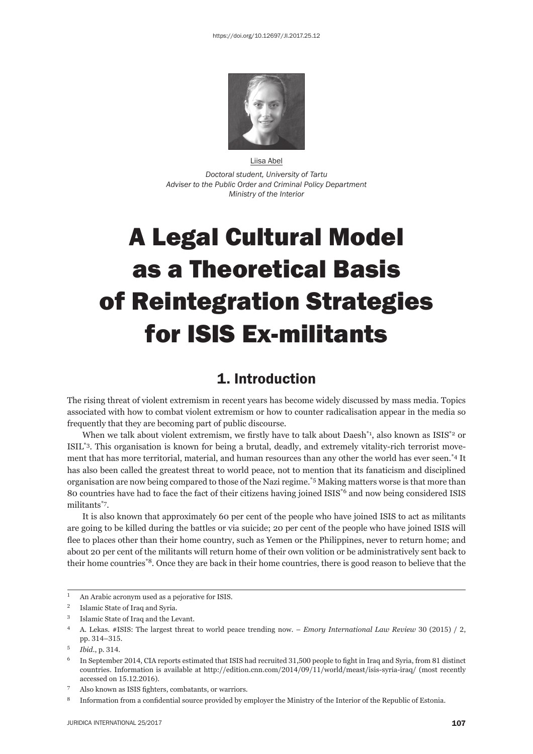https://doi.org/10.12697/JI.2017.25.12

Liisa Abel

*Doctoral student, University of Tartu*
*Adviser to the Public Order and Criminal Policy Department*
*Ministry of the Interior*

# A Legal Cultural Model as a Theoretical Basis of Reintegration Strategies for ISIS Ex-militants

## 1. Introduction

The rising threat of violent extremism in recent years has become widely discussed by mass media. Topics associated with how to combat violent extremism or how to counter radicalisation appear in the media so frequently that they are becoming part of public discourse.

When we talk about violent extremism, we firstly have to talk about Daesh[*1], also known as ISIS[*2] or ISIL[*3]. This organisation is known for being a brutal, deadly, and extremely vitality-rich terrorist movement that has more territorial, material, and human resources than any other the world has ever seen.[*4] It has also been called the greatest threat to world peace, not to mention that its fanaticism and disciplined organisation are now being compared to those of the Nazi regime.[*5] Making matters worse is that more than 80 countries have had to face the fact of their citizens having joined ISIS[*6] and now being considered ISIS militants[*7].

It is also known that approximately 60 per cent of the people who have joined ISIS to act as militants are going to be killed during the battles or via suicide; 20 per cent of the people who have joined ISIS will flee to places other than their home country, such as Yemen or the Philippines, never to return home; and about 20 per cent of the militants will return home of their own volition or be administratively sent back to their home countries[*8]. Once they are back in their home countries, there is good reason to believe that the

---

[1] An Arabic acronym used as a pejorative for ISIS.

[2] Islamic State of Iraq and Syria.

[3] Islamic State of Iraq and the Levant.

[4] A. Lekas. #ISIS: The largest threat to world peace trending now. – *Emory International Law Review* 30 (2015) / 2, pp. 314–315.

[5] *Ibid.*, p. 314.

[6] In September 2014, CIA reports estimated that ISIS had recruited 31,500 people to fight in Iraq and Syria, from 81 distinct countries. Information is available at http://edition.cnn.com/2014/09/11/world/meast/isis-syria-iraq/ (most recently accessed on 15.12.2016).

[7] Also known as ISIS fighters, combatants, or warriors.

[8] Information from a confidential source provided by employer the Ministry of the Interior of the Republic of Estonia.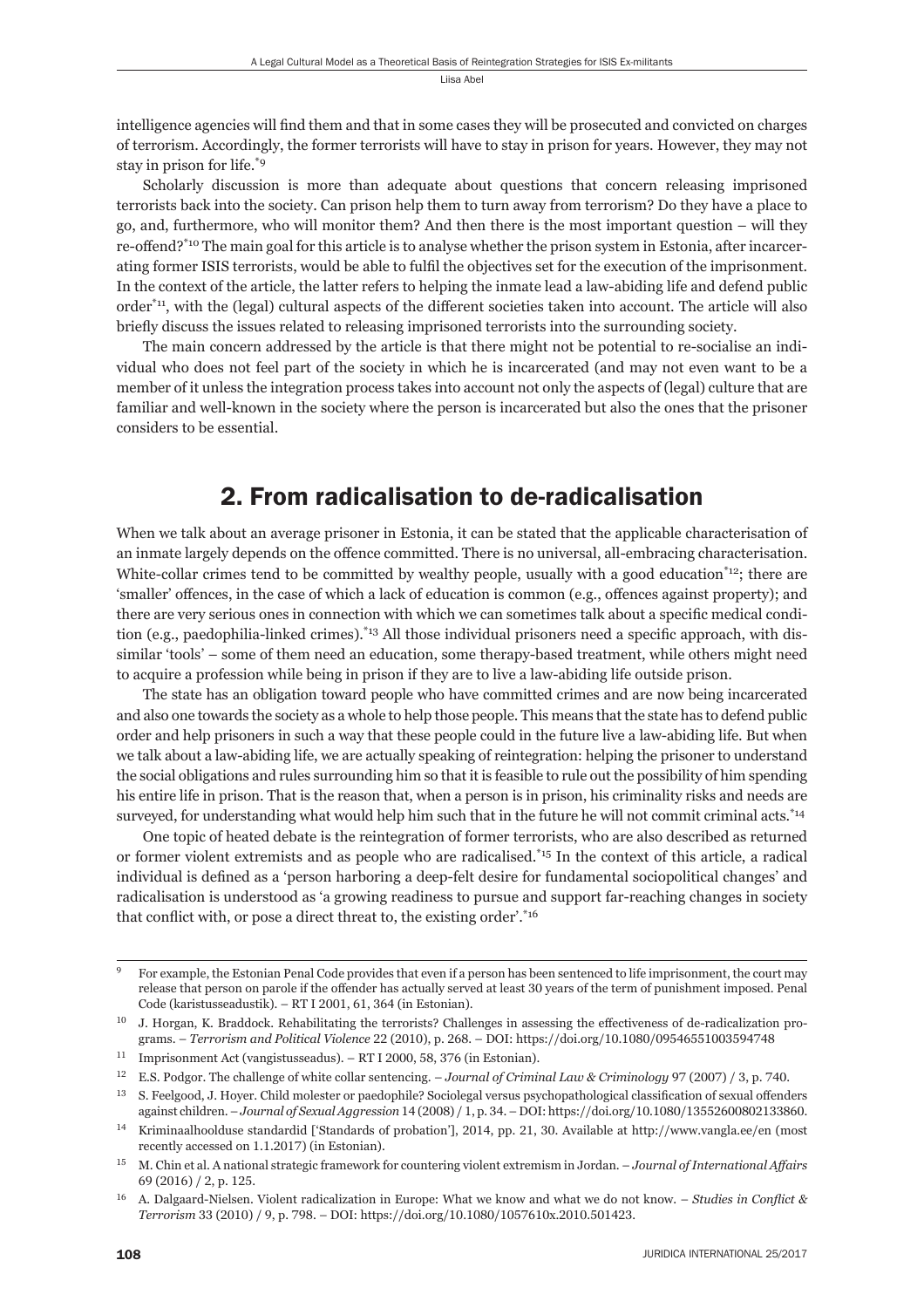intelligence agencies will find them and that in some cases they will be prosecuted and convicted on charges of terrorism. Accordingly, the former terrorists will have to stay in prison for years. However, they may not stay in prison for life.[*9]

Scholarly discussion is more than adequate about questions that concern releasing imprisoned terrorists back into the society. Can prison help them to turn away from terrorism? Do they have a place to go, and, furthermore, who will monitor them? And then there is the most important question – will they re-offend?[*10] The main goal for this article is to analyse whether the prison system in Estonia, after incarcerating former ISIS terrorists, would be able to fulfil the objectives set for the execution of the imprisonment. In the context of the article, the latter refers to helping the inmate lead a law-abiding life and defend public order[*11], with the (legal) cultural aspects of the different societies taken into account. The article will also briefly discuss the issues related to releasing imprisoned terrorists into the surrounding society.

The main concern addressed by the article is that there might not be potential to re-socialise an individual who does not feel part of the society in which he is incarcerated (and may not even want to be a member of it unless the integration process takes into account not only the aspects of (legal) culture that are familiar and well-known in the society where the person is incarcerated but also the ones that the prisoner considers to be essential.

## 2. From radicalisation to de-radicalisation

When we talk about an average prisoner in Estonia, it can be stated that the applicable characterisation of an inmate largely depends on the offence committed. There is no universal, all-embracing characterisation. White-collar crimes tend to be committed by wealthy people, usually with a good education[*12]; there are 'smaller' offences, in the case of which a lack of education is common (e.g., offences against property); and there are very serious ones in connection with which we can sometimes talk about a specific medical condition (e.g., paedophilia-linked crimes).[*13] All those individual prisoners need a specific approach, with dissimilar 'tools' – some of them need an education, some therapy-based treatment, while others might need to acquire a profession while being in prison if they are to live a law-abiding life outside prison.

The state has an obligation toward people who have committed crimes and are now being incarcerated and also one towards the society as a whole to help those people. This means that the state has to defend public order and help prisoners in such a way that these people could in the future live a law-abiding life. But when we talk about a law-abiding life, we are actually speaking of reintegration: helping the prisoner to understand the social obligations and rules surrounding him so that it is feasible to rule out the possibility of him spending his entire life in prison. That is the reason that, when a person is in prison, his criminality risks and needs are surveyed, for understanding what would help him such that in the future he will not commit criminal acts.[*14]

One topic of heated debate is the reintegration of former terrorists, who are also described as returned or former violent extremists and as people who are radicalised.[*15] In the context of this article, a radical individual is defined as a 'person harboring a deep-felt desire for fundamental sociopolitical changes' and radicalisation is understood as 'a growing readiness to pursue and support far-reaching changes in society that conflict with, or pose a direct threat to, the existing order'.[*16]

---

[9] For example, the Estonian Penal Code provides that even if a person has been sentenced to life imprisonment, the court may release that person on parole if the offender has actually served at least 30 years of the term of punishment imposed. Penal Code (karistusseadustik). – RT I 2001, 61, 364 (in Estonian).

[10] J. Horgan, K. Braddock. Rehabilitating the terrorists? Challenges in assessing the effectiveness of de-radicalization programs. – *Terrorism and Political Violence* 22 (2010), p. 268. – DOI: https://doi.org/10.1080/09546551003594748

[11] Imprisonment Act (vangistusseadus). – RT I 2000, 58, 376 (in Estonian).

[12] E.S. Podgor. The challenge of white collar sentencing. – *Journal of Criminal Law & Criminology* 97 (2007) / 3, p. 740.

[13] S. Feelgood, J. Hoyer. Child molester or paedophile? Sociolegal versus psychopathological classification of sexual offenders against children. – *Journal of Sexual Aggression* 14 (2008) / 1, p. 34. – DOI: https://doi.org/10.1080/13552600802133860.

[14] Kriminaalhoolduse standardid ['Standards of probation'], 2014, pp. 21, 30. Available at http://www.vangla.ee/en (most recently accessed on 1.1.2017) (in Estonian).

[15] M. Chin et al. A national strategic framework for countering violent extremism in Jordan. – *Journal of International Affairs* 69 (2016) / 2, p. 125.

[16] A. Dalgaard-Nielsen. Violent radicalization in Europe: What we know and what we do not know. – *Studies in Conflict & Terrorism* 33 (2010) / 9, p. 798. – DOI: https://doi.org/10.1080/1057610x.2010.501423.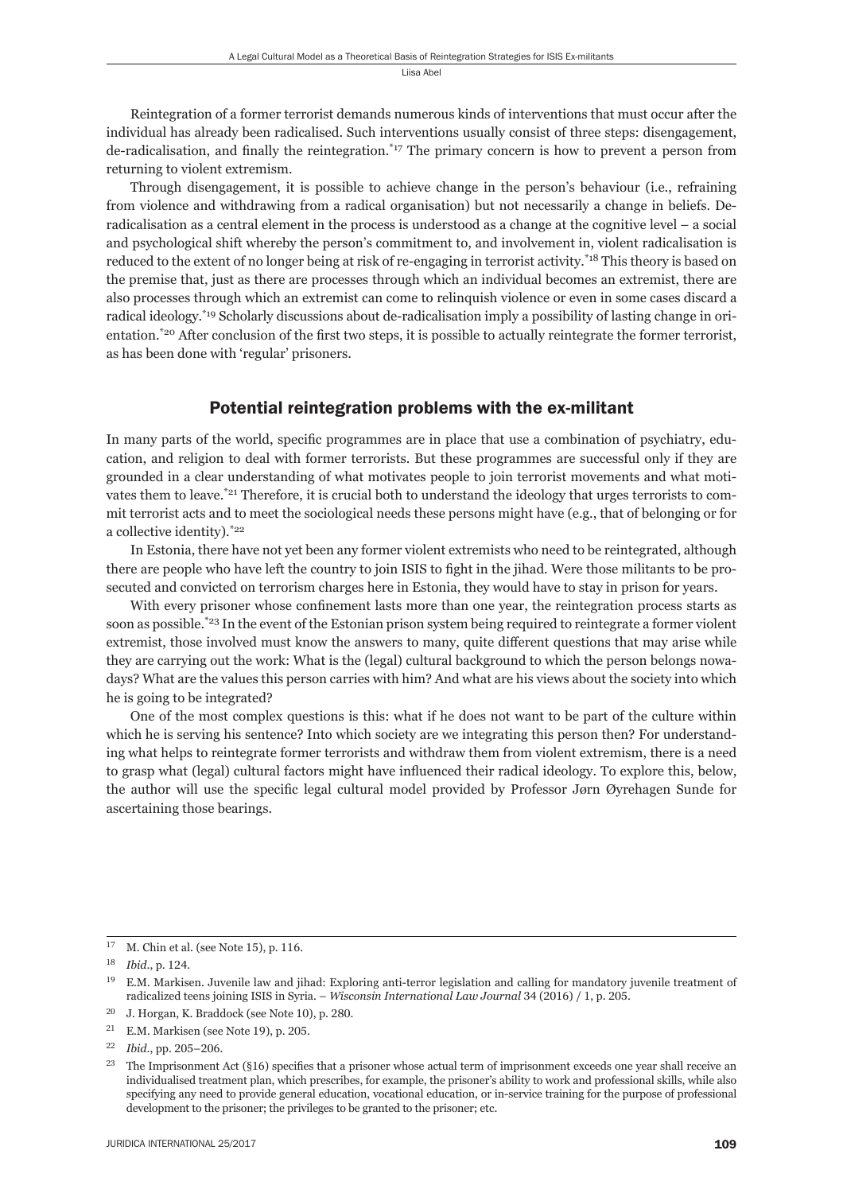Reintegration of a former terrorist demands numerous kinds of interventions that must occur after the individual has already been radicalised. Such interventions usually consist of three steps: disengagement, de-radicalisation, and finally the reintegration.[17] The primary concern is how to prevent a person from returning to violent extremism.

Through disengagement, it is possible to achieve change in the person's behaviour (i.e., refraining from violence and withdrawing from a radical organisation) but not necessarily a change in beliefs. De-radicalisation as a central element in the process is understood as a change at the cognitive level – a social and psychological shift whereby the person's commitment to, and involvement in, violent radicalisation is reduced to the extent of no longer being at risk of re-engaging in terrorist activity.[18] This theory is based on the premise that, just as there are processes through which an individual becomes an extremist, there are also processes through which an extremist can come to relinquish violence or even in some cases discard a radical ideology.[19] Scholarly discussions about de-radicalisation imply a possibility of lasting change in orientation.[20] After conclusion of the first two steps, it is possible to actually reintegrate the former terrorist, as has been done with 'regular' prisoners.

## Potential reintegration problems with the ex-militant

In many parts of the world, specific programmes are in place that use a combination of psychiatry, education, and religion to deal with former terrorists. But these programmes are successful only if they are grounded in a clear understanding of what motivates people to join terrorist movements and what motivates them to leave.[21] Therefore, it is crucial both to understand the ideology that urges terrorists to commit terrorist acts and to meet the sociological needs these persons might have (e.g., that of belonging or for a collective identity).[22]

In Estonia, there have not yet been any former violent extremists who need to be reintegrated, although there are people who have left the country to join ISIS to fight in the jihad. Were those militants to be prosecuted and convicted on terrorism charges here in Estonia, they would have to stay in prison for years.

With every prisoner whose confinement lasts more than one year, the reintegration process starts as soon as possible.[23] In the event of the Estonian prison system being required to reintegrate a former violent extremist, those involved must know the answers to many, quite different questions that may arise while they are carrying out the work: What is the (legal) cultural background to which the person belongs nowadays? What are the values this person carries with him? And what are his views about the society into which he is going to be integrated?

One of the most complex questions is this: what if he does not want to be part of the culture within which he is serving his sentence? Into which society are we integrating this person then? For understanding what helps to reintegrate former terrorists and withdraw them from violent extremism, there is a need to grasp what (legal) cultural factors might have influenced their radical ideology. To explore this, below, the author will use the specific legal cultural model provided by Professor Jørn Øyrehagen Sunde for ascertaining those bearings.

---

[17] M. Chin et al. (see Note 15), p. 116.

[18] *Ibid.*, p. 124.

[19] E.M. Markisen. Juvenile law and jihad: Exploring anti-terror legislation and calling for mandatory juvenile treatment of radicalized teens joining ISIS in Syria. – *Wisconsin International Law Journal* 34 (2016) / 1, p. 205.

[20] J. Horgan, K. Braddock (see Note 10), p. 280.

[21] E.M. Markisen (see Note 19), p. 205.

[22] *Ibid.*, pp. 205–206.

[23] The Imprisonment Act (§16) specifies that a prisoner whose actual term of imprisonment exceeds one year shall receive an individualised treatment plan, which prescribes, for example, the prisoner's ability to work and professional skills, while also specifying any need to provide general education, vocational education, or in-service training for the purpose of professional development to the prisoner; the privileges to be granted to the prisoner; etc.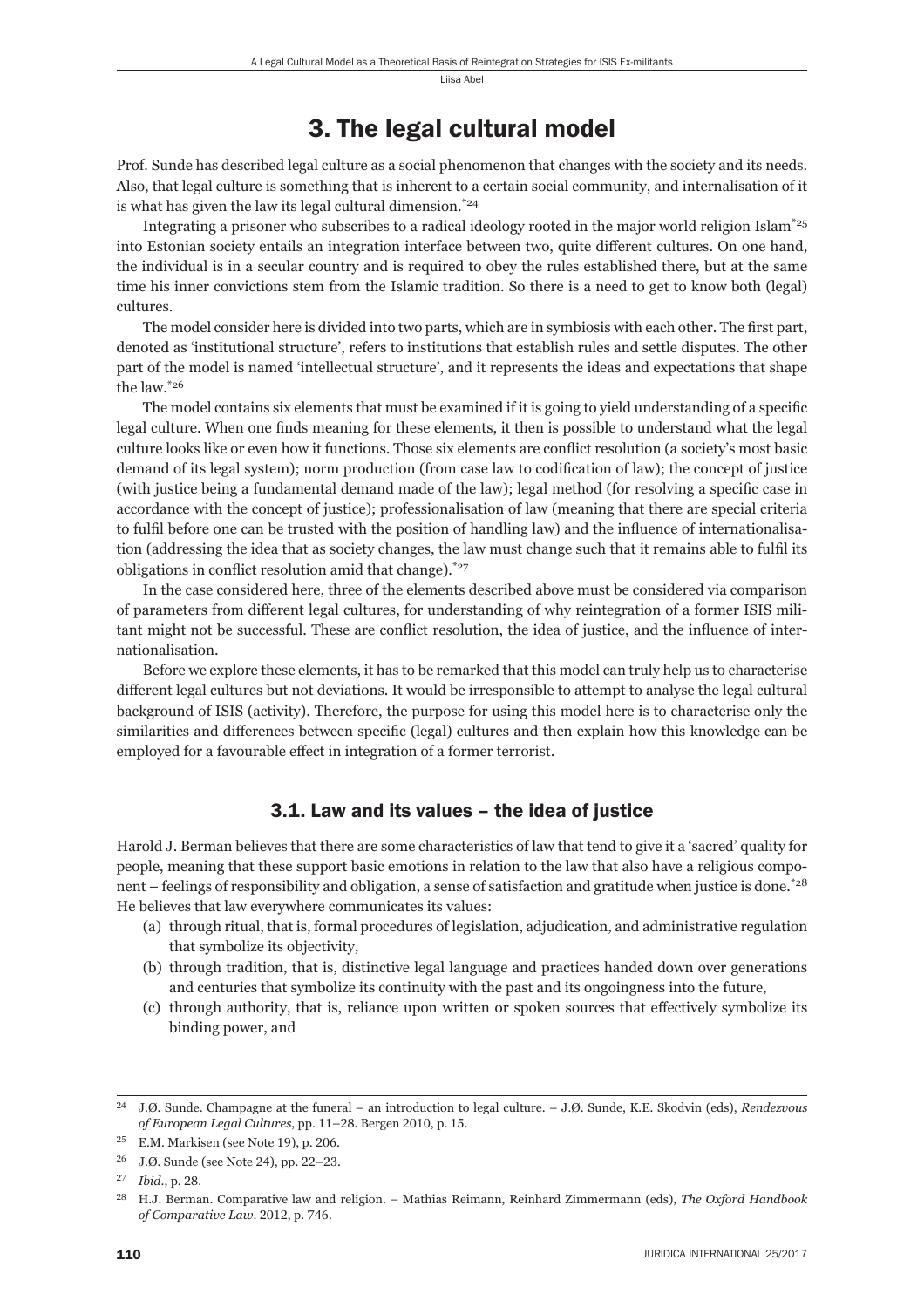## 3. The legal cultural model

Prof. Sunde has described legal culture as a social phenomenon that changes with the society and its needs. Also, that legal culture is something that is inherent to a certain social community, and internalisation of it is what has given the law its legal cultural dimension.[*24]

Integrating a prisoner who subscribes to a radical ideology rooted in the major world religion Islam[*25] into Estonian society entails an integration interface between two, quite different cultures. On one hand, the individual is in a secular country and is required to obey the rules established there, but at the same time his inner convictions stem from the Islamic tradition. So there is a need to get to know both (legal) cultures.

The model consider here is divided into two parts, which are in symbiosis with each other. The first part, denoted as 'institutional structure', refers to institutions that establish rules and settle disputes. The other part of the model is named 'intellectual structure', and it represents the ideas and expectations that shape the law.[*26]

The model contains six elements that must be examined if it is going to yield understanding of a specific legal culture. When one finds meaning for these elements, it then is possible to understand what the legal culture looks like or even how it functions. Those six elements are conflict resolution (a society's most basic demand of its legal system); norm production (from case law to codification of law); the concept of justice (with justice being a fundamental demand made of the law); legal method (for resolving a specific case in accordance with the concept of justice); professionalisation of law (meaning that there are special criteria to fulfil before one can be trusted with the position of handling law) and the influence of internationalisation (addressing the idea that as society changes, the law must change such that it remains able to fulfil its obligations in conflict resolution amid that change).[*27]

In the case considered here, three of the elements described above must be considered via comparison of parameters from different legal cultures, for understanding of why reintegration of a former ISIS militant might not be successful. These are conflict resolution, the idea of justice, and the influence of internationalisation.

Before we explore these elements, it has to be remarked that this model can truly help us to characterise different legal cultures but not deviations. It would be irresponsible to attempt to analyse the legal cultural background of ISIS (activity). Therefore, the purpose for using this model here is to characterise only the similarities and differences between specific (legal) cultures and then explain how this knowledge can be employed for a favourable effect in integration of a former terrorist.

### 3.1. Law and its values – the idea of justice

Harold J. Berman believes that there are some characteristics of law that tend to give it a 'sacred' quality for people, meaning that these support basic emotions in relation to the law that also have a religious component – feelings of responsibility and obligation, a sense of satisfaction and gratitude when justice is done.[*28] He believes that law everywhere communicates its values:

(a) through ritual, that is, formal procedures of legislation, adjudication, and administrative regulation that symbolize its objectivity,

(b) through tradition, that is, distinctive legal language and practices handed down over generations and centuries that symbolize its continuity with the past and its ongoingness into the future,

(c) through authority, that is, reliance upon written or spoken sources that effectively symbolize its binding power, and

---

24 J.Ø. Sunde. Champagne at the funeral – an introduction to legal culture. – J.Ø. Sunde, K.E. Skodvin (eds), *Rendezvous of European Legal Cultures*, pp. 11–28. Bergen 2010, p. 15.

25 E.M. Markisen (see Note 19), p. 206.

26 J.Ø. Sunde (see Note 24), pp. 22–23.

27 *Ibid.*, p. 28.

28 H.J. Berman. Comparative law and religion. – Mathias Reimann, Reinhard Zimmermann (eds), *The Oxford Handbook of Comparative Law*. 2012, p. 746.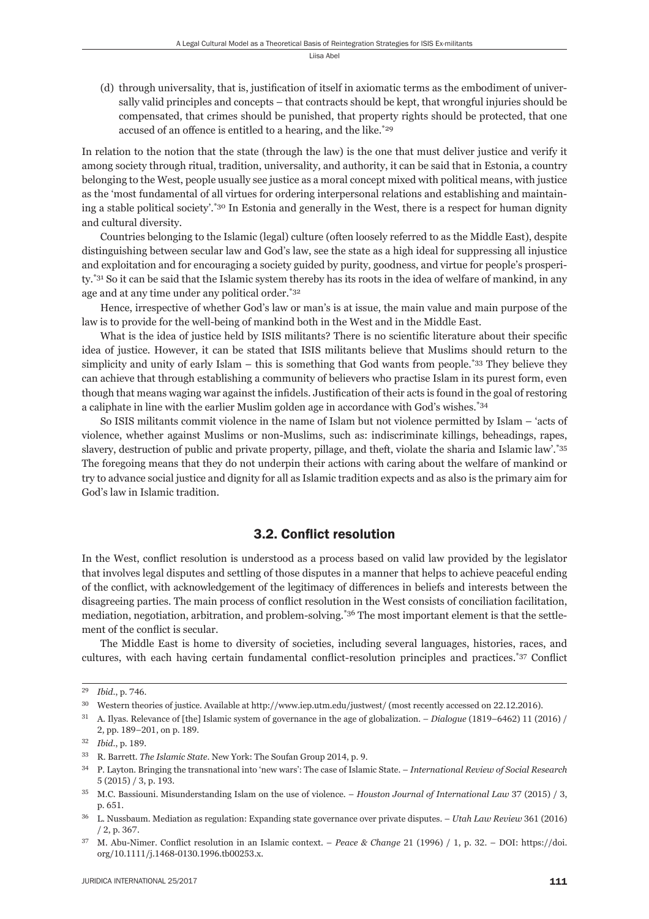(d) through universality, that is, justification of itself in axiomatic terms as the embodiment of universally valid principles and concepts – that contracts should be kept, that wrongful injuries should be compensated, that crimes should be punished, that property rights should be protected, that one accused of an offence is entitled to a hearing, and the like.[*29]

In relation to the notion that the state (through the law) is the one that must deliver justice and verify it among society through ritual, tradition, universality, and authority, it can be said that in Estonia, a country belonging to the West, people usually see justice as a moral concept mixed with political means, with justice as the 'most fundamental of all virtues for ordering interpersonal relations and establishing and maintaining a stable political society'.[*30] In Estonia and generally in the West, there is a respect for human dignity and cultural diversity.

Countries belonging to the Islamic (legal) culture (often loosely referred to as the Middle East), despite distinguishing between secular law and God's law, see the state as a high ideal for suppressing all injustice and exploitation and for encouraging a society guided by purity, goodness, and virtue for people's prosperity.[*31] So it can be said that the Islamic system thereby has its roots in the idea of welfare of mankind, in any age and at any time under any political order.[*32]

Hence, irrespective of whether God's law or man's is at issue, the main value and main purpose of the law is to provide for the well-being of mankind both in the West and in the Middle East.

What is the idea of justice held by ISIS militants? There is no scientific literature about their specific idea of justice. However, it can be stated that ISIS militants believe that Muslims should return to the simplicity and unity of early Islam – this is something that God wants from people.[*33] They believe they can achieve that through establishing a community of believers who practise Islam in its purest form, even though that means waging war against the infidels. Justification of their acts is found in the goal of restoring a caliphate in line with the earlier Muslim golden age in accordance with God's wishes.[*34]

So ISIS militants commit violence in the name of Islam but not violence permitted by Islam – 'acts of violence, whether against Muslims or non-Muslims, such as: indiscriminate killings, beheadings, rapes, slavery, destruction of public and private property, pillage, and theft, violate the sharia and Islamic law'.[*35] The foregoing means that they do not underpin their actions with caring about the welfare of mankind or try to advance social justice and dignity for all as Islamic tradition expects and as also is the primary aim for God's law in Islamic tradition.

## 3.2. Conflict resolution

In the West, conflict resolution is understood as a process based on valid law provided by the legislator that involves legal disputes and settling of those disputes in a manner that helps to achieve peaceful ending of the conflict, with acknowledgement of the legitimacy of differences in beliefs and interests between the disagreeing parties. The main process of conflict resolution in the West consists of conciliation facilitation, mediation, negotiation, arbitration, and problem-solving.[*36] The most important element is that the settlement of the conflict is secular.

The Middle East is home to diversity of societies, including several languages, histories, races, and cultures, with each having certain fundamental conflict-resolution principles and practices.[*37] Conflict

---

[29] *Ibid*., p. 746.

[30] Western theories of justice. Available at http://www.iep.utm.edu/justwest/ (most recently accessed on 22.12.2016).

[31] A. Ilyas. Relevance of [the] Islamic system of governance in the age of globalization. – *Dialogue* (1819–6462) 11 (2016) / 2, pp. 189–201, on p. 189.

[32] *Ibid*., p. 189.

[33] R. Barrett. *The Islamic State*. New York: The Soufan Group 2014, p. 9.

[34] P. Layton. Bringing the transnational into 'new wars': The case of Islamic State. – *International Review of Social Research* 5 (2015) / 3, p. 193.

[35] M.C. Bassiouni. Misunderstanding Islam on the use of violence. – *Houston Journal of International Law* 37 (2015) / 3, p. 651.

[36] L. Nussbaum. Mediation as regulation: Expanding state governance over private disputes. – *Utah Law Review* 361 (2016) / 2, p. 367.

[37] M. Abu-Nimer. Conflict resolution in an Islamic context. – *Peace & Change* 21 (1996) / 1, p. 32. – DOI: https://doi.org/10.1111/j.1468-0130.1996.tb00253.x.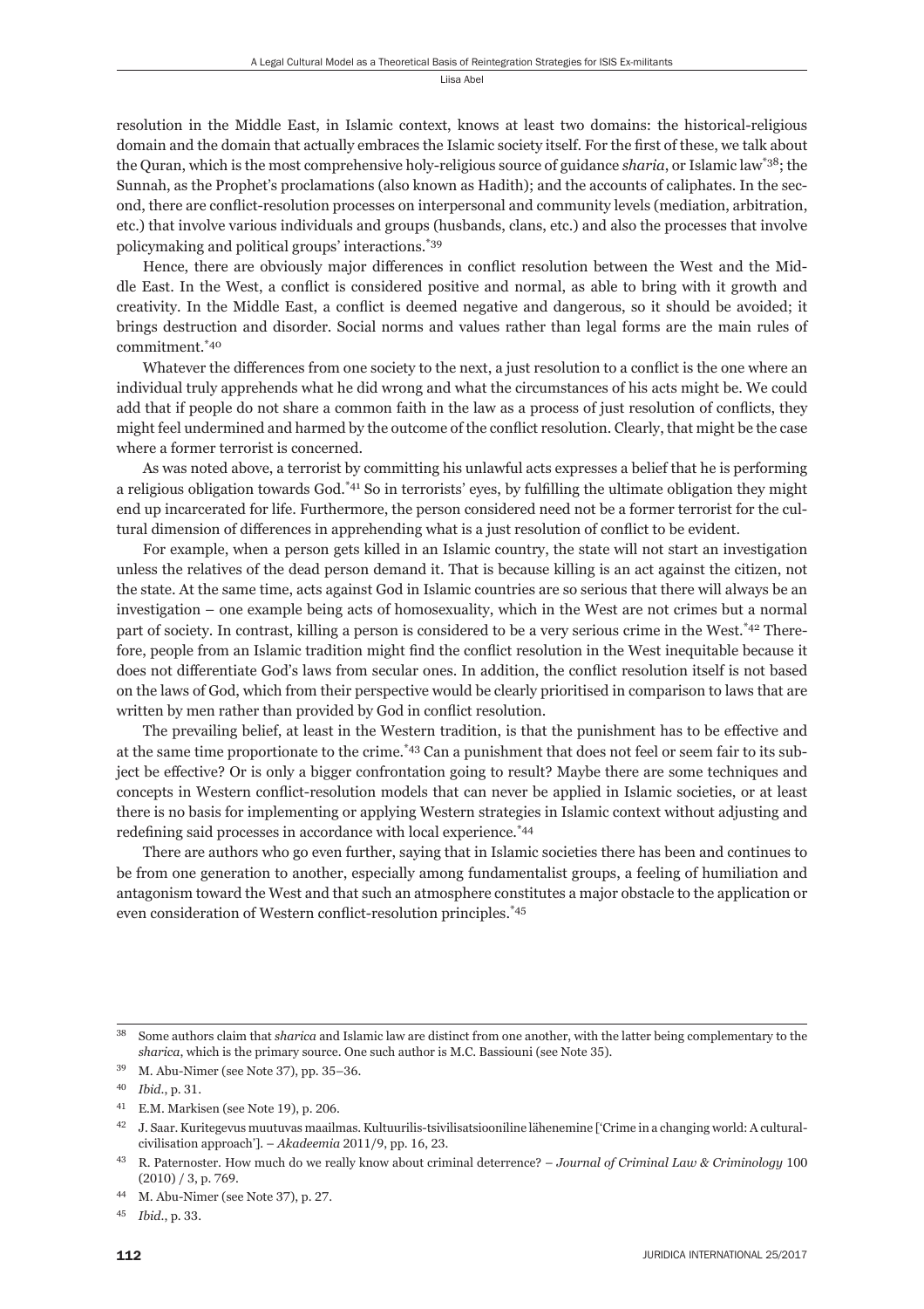resolution in the Middle East, in Islamic context, knows at least two domains: the historical-religious domain and the domain that actually embraces the Islamic society itself. For the first of these, we talk about the Quran, which is the most comprehensive holy-religious source of guidance *sharia*, or Islamic law[38]; the Sunnah, as the Prophet's proclamations (also known as Hadith); and the accounts of caliphates. In the second, there are conflict-resolution processes on interpersonal and community levels (mediation, arbitration, etc.) that involve various individuals and groups (husbands, clans, etc.) and also the processes that involve policymaking and political groups' interactions.[39]

Hence, there are obviously major differences in conflict resolution between the West and the Middle East. In the West, a conflict is considered positive and normal, as able to bring with it growth and creativity. In the Middle East, a conflict is deemed negative and dangerous, so it should be avoided; it brings destruction and disorder. Social norms and values rather than legal forms are the main rules of commitment.[40]

Whatever the differences from one society to the next, a just resolution to a conflict is the one where an individual truly apprehends what he did wrong and what the circumstances of his acts might be. We could add that if people do not share a common faith in the law as a process of just resolution of conflicts, they might feel undermined and harmed by the outcome of the conflict resolution. Clearly, that might be the case where a former terrorist is concerned.

As was noted above, a terrorist by committing his unlawful acts expresses a belief that he is performing a religious obligation towards God.[41] So in terrorists' eyes, by fulfilling the ultimate obligation they might end up incarcerated for life. Furthermore, the person considered need not be a former terrorist for the cultural dimension of differences in apprehending what is a just resolution of conflict to be evident.

For example, when a person gets killed in an Islamic country, the state will not start an investigation unless the relatives of the dead person demand it. That is because killing is an act against the citizen, not the state. At the same time, acts against God in Islamic countries are so serious that there will always be an investigation – one example being acts of homosexuality, which in the West are not crimes but a normal part of society. In contrast, killing a person is considered to be a very serious crime in the West.[42] Therefore, people from an Islamic tradition might find the conflict resolution in the West inequitable because it does not differentiate God's laws from secular ones. In addition, the conflict resolution itself is not based on the laws of God, which from their perspective would be clearly prioritised in comparison to laws that are written by men rather than provided by God in conflict resolution.

The prevailing belief, at least in the Western tradition, is that the punishment has to be effective and at the same time proportionate to the crime.[43] Can a punishment that does not feel or seem fair to its subject be effective? Or is only a bigger confrontation going to result? Maybe there are some techniques and concepts in Western conflict-resolution models that can never be applied in Islamic societies, or at least there is no basis for implementing or applying Western strategies in Islamic context without adjusting and redefining said processes in accordance with local experience.[44]

There are authors who go even further, saying that in Islamic societies there has been and continues to be from one generation to another, especially among fundamentalist groups, a feeling of humiliation and antagonism toward the West and that such an atmosphere constitutes a major obstacle to the application or even consideration of Western conflict-resolution principles.[45]

---

[38] Some authors claim that *sharica* and Islamic law are distinct from one another, with the latter being complementary to the *sharica*, which is the primary source. One such author is M.C. Bassiouni (see Note 35).

[39] M. Abu-Nimer (see Note 37), pp. 35–36.

[40] *Ibid*., p. 31.

[41] E.M. Markisen (see Note 19), p. 206.

[42] J. Saar. Kuritegevus muutuvas maailmas. Kultuurilis-tsivilisatsiooniline lähenemine ['Crime in a changing world: A cultural-civilisation approach']. – *Akadeemia* 2011/9, pp. 16, 23.

[43] R. Paternoster. How much do we really know about criminal deterrence? – *Journal of Criminal Law & Criminology* 100 (2010) / 3, p. 769.

[44] M. Abu-Nimer (see Note 37), p. 27.

[45] *Ibid*., p. 33.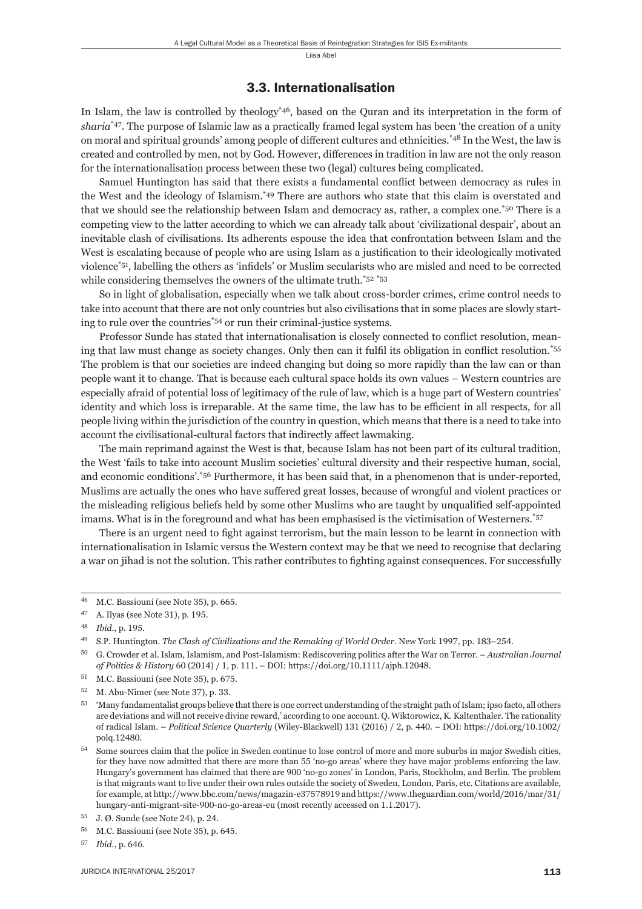### 3.3. Internationalisation

In Islam, the law is controlled by theology[*46], based on the Quran and its interpretation in the form of *sharia*[*47]. The purpose of Islamic law as a practically framed legal system has been 'the creation of a unity on moral and spiritual grounds' among people of different cultures and ethnicities.[*48] In the West, the law is created and controlled by men, not by God. However, differences in tradition in law are not the only reason for the internationalisation process between these two (legal) cultures being complicated.

Samuel Huntington has said that there exists a fundamental conflict between democracy as rules in the West and the ideology of Islamism.[*49] There are authors who state that this claim is overstated and that we should see the relationship between Islam and democracy as, rather, a complex one.[*50] There is a competing view to the latter according to which we can already talk about 'civilizational despair', about an inevitable clash of civilisations. Its adherents espouse the idea that confrontation between Islam and the West is escalating because of people who are using Islam as a justification to their ideologically motivated violence[*51], labelling the others as 'infidels' or Muslim secularists who are misled and need to be corrected while considering themselves the owners of the ultimate truth.[*52] [*53]

So in light of globalisation, especially when we talk about cross-border crimes, crime control needs to take into account that there are not only countries but also civilisations that in some places are slowly starting to rule over the countries[*54] or run their criminal-justice systems.

Professor Sunde has stated that internationalisation is closely connected to conflict resolution, meaning that law must change as society changes. Only then can it fulfil its obligation in conflict resolution.[*55] The problem is that our societies are indeed changing but doing so more rapidly than the law can or than people want it to change. That is because each cultural space holds its own values – Western countries are especially afraid of potential loss of legitimacy of the rule of law, which is a huge part of Western countries' identity and which loss is irreparable. At the same time, the law has to be efficient in all respects, for all people living within the jurisdiction of the country in question, which means that there is a need to take into account the civilisational-cultural factors that indirectly affect lawmaking.

The main reprimand against the West is that, because Islam has not been part of its cultural tradition, the West 'fails to take into account Muslim societies' cultural diversity and their respective human, social, and economic conditions'.[*56] Furthermore, it has been said that, in a phenomenon that is under-reported, Muslims are actually the ones who have suffered great losses, because of wrongful and violent practices or the misleading religious beliefs held by some other Muslims who are taught by unqualified self-appointed imams. What is in the foreground and what has been emphasised is the victimisation of Westerners.[*57]

There is an urgent need to fight against terrorism, but the main lesson to be learnt in connection with internationalisation in Islamic versus the Western context may be that we need to recognise that declaring a war on jihad is not the solution. This rather contributes to fighting against consequences. For successfully

---

46 M.C. Bassiouni (see Note 35), p. 665.

47 A. Ilyas (see Note 31), p. 195.

48 *Ibid*., p. 195.

49 S.P. Huntington. *The Clash of Civilizations and the Remaking of World Order*. New York 1997, pp. 183–254.

50 G. Crowder et al. Islam, Islamism, and Post-Islamism: Rediscovering politics after the War on Terror. – *Australian Journal of Politics & History* 60 (2014) / 1, p. 111. – DOI: https://doi.org/10.1111/ajph.12048.

51 M.C. Bassiouni (see Note 35), p. 675.

52 M. Abu-Nimer (see Note 37), p. 33.

53 'Many fundamentalist groups believe that there is one correct understanding of the straight path of Islam; ipso facto, all others are deviations and will not receive divine reward,' according to one account. Q. Wiktorowicz, K. Kaltenthaler. The rationality of radical Islam. – *Political Science Quarterly* (Wiley-Blackwell) 131 (2016) / 2, p. 440. – DOI: https://doi.org/10.1002/polq.12480.

54 Some sources claim that the police in Sweden continue to lose control of more and more suburbs in major Swedish cities, for they have now admitted that there are more than 55 'no-go areas' where they have major problems enforcing the law. Hungary's government has claimed that there are 900 'no-go zones' in London, Paris, Stockholm, and Berlin. The problem is that migrants want to live under their own rules outside the society of Sweden, London, Paris, etc. Citations are available, for example, at http://www.bbc.com/news/magazin-e37578919 and https://www.theguardian.com/world/2016/mar/31/hungary-anti-migrant-site-900-no-go-areas-eu (most recently accessed on 1.1.2017).

55 J. Ø. Sunde (see Note 24), p. 24.

56 M.C. Bassiouni (see Note 35), p. 645.

57 *Ibid*., p. 646.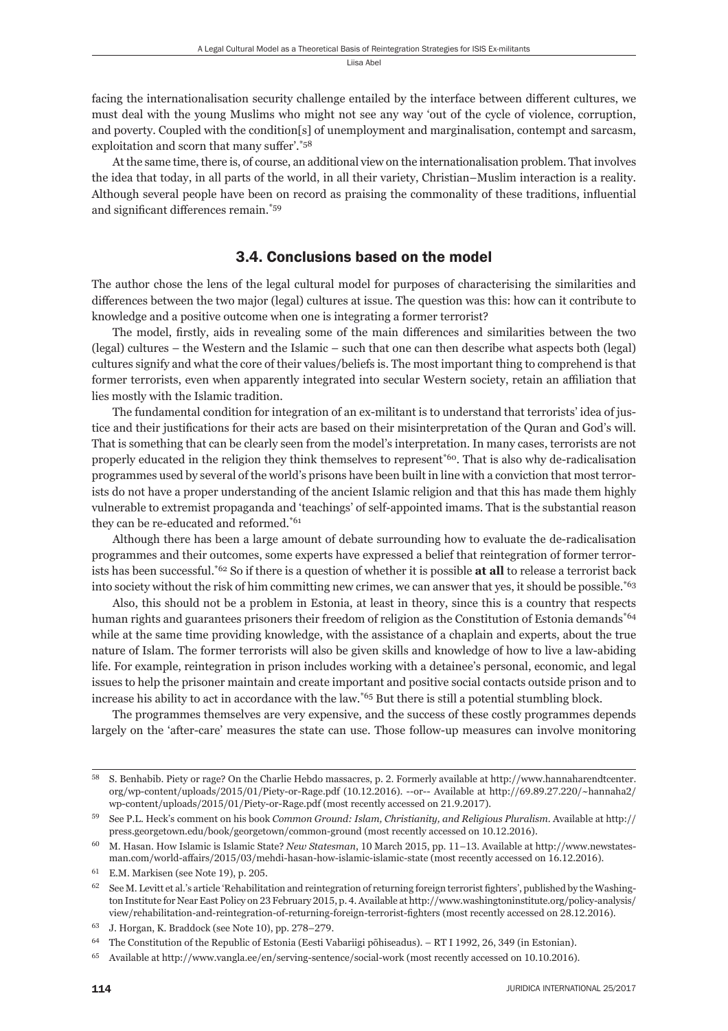facing the internationalisation security challenge entailed by the interface between different cultures, we must deal with the young Muslims who might not see any way 'out of the cycle of violence, corruption, and poverty. Coupled with the condition[s] of unemployment and marginalisation, contempt and sarcasm, exploitation and scorn that many suffer'.[58]

At the same time, there is, of course, an additional view on the internationalisation problem. That involves the idea that today, in all parts of the world, in all their variety, Christian–Muslim interaction is a reality. Although several people have been on record as praising the commonality of these traditions, influential and significant differences remain.[59]

## 3.4. Conclusions based on the model

The author chose the lens of the legal cultural model for purposes of characterising the similarities and differences between the two major (legal) cultures at issue. The question was this: how can it contribute to knowledge and a positive outcome when one is integrating a former terrorist?

The model, firstly, aids in revealing some of the main differences and similarities between the two (legal) cultures – the Western and the Islamic – such that one can then describe what aspects both (legal) cultures signify and what the core of their values/beliefs is. The most important thing to comprehend is that former terrorists, even when apparently integrated into secular Western society, retain an affiliation that lies mostly with the Islamic tradition.

The fundamental condition for integration of an ex-militant is to understand that terrorists' idea of justice and their justifications for their acts are based on their misinterpretation of the Quran and God's will. That is something that can be clearly seen from the model's interpretation. In many cases, terrorists are not properly educated in the religion they think themselves to represent[60]. That is also why de-radicalisation programmes used by several of the world's prisons have been built in line with a conviction that most terrorists do not have a proper understanding of the ancient Islamic religion and that this has made them highly vulnerable to extremist propaganda and 'teachings' of self-appointed imams. That is the substantial reason they can be re-educated and reformed.[61]

Although there has been a large amount of debate surrounding how to evaluate the de-radicalisation programmes and their outcomes, some experts have expressed a belief that reintegration of former terrorists has been successful.[62] So if there is a question of whether it is possible **at all** to release a terrorist back into society without the risk of him committing new crimes, we can answer that yes, it should be possible.[63]

Also, this should not be a problem in Estonia, at least in theory, since this is a country that respects human rights and guarantees prisoners their freedom of religion as the Constitution of Estonia demands[64] while at the same time providing knowledge, with the assistance of a chaplain and experts, about the true nature of Islam. The former terrorists will also be given skills and knowledge of how to live a law-abiding life. For example, reintegration in prison includes working with a detainee's personal, economic, and legal issues to help the prisoner maintain and create important and positive social contacts outside prison and to increase his ability to act in accordance with the law.[65] But there is still a potential stumbling block.

The programmes themselves are very expensive, and the success of these costly programmes depends largely on the 'after-care' measures the state can use. Those follow-up measures can involve monitoring

---

[58] S. Benhabib. Piety or rage? On the Charlie Hebdo massacres, p. 2. Formerly available at http://www.hannaharendtcenter.org/wp-content/uploads/2015/01/Piety-or-Rage.pdf (10.12.2016). --or-- Available at http://69.89.27.220/~hannaha2/wp-content/uploads/2015/01/Piety-or-Rage.pdf (most recently accessed on 21.9.2017).

[59] See P.L. Heck's comment on his book *Common Ground: Islam, Christianity, and Religious Pluralism*. Available at http://press.georgetown.edu/book/georgetown/common-ground (most recently accessed on 10.12.2016).

[60] M. Hasan. How Islamic is Islamic State? *New Statesman*, 10 March 2015, pp. 11–13. Available at http://www.newstatesman.com/world-affairs/2015/03/mehdi-hasan-how-islamic-islamic-state (most recently accessed on 16.12.2016).

[61] E.M. Markisen (see Note 19), p. 205.

[62] See M. Levitt et al.'s article 'Rehabilitation and reintegration of returning foreign terrorist fighters', published by the Washington Institute for Near East Policy on 23 February 2015, p. 4. Available at http://www.washingtoninstitute.org/policy-analysis/view/rehabilitation-and-reintegration-of-returning-foreign-terrorist-fighters (most recently accessed on 28.12.2016).

[63] J. Horgan, K. Braddock (see Note 10), pp. 278–279.

[64] The Constitution of the Republic of Estonia (Eesti Vabariigi põhiseadus). – RT I 1992, 26, 349 (in Estonian).

[65] Available at http://www.vangla.ee/en/serving-sentence/social-work (most recently accessed on 10.10.2016).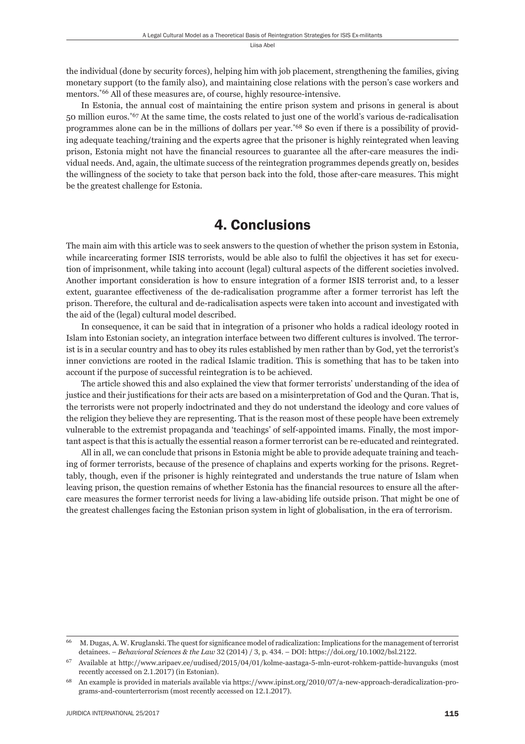the individual (done by security forces), helping him with job placement, strengthening the families, giving monetary support (to the family also), and maintaining close relations with the person's case workers and mentors.*[66] All of these measures are, of course, highly resource-intensive.

In Estonia, the annual cost of maintaining the entire prison system and prisons in general is about 50 million euros.*[67] At the same time, the costs related to just one of the world's various de-radicalisation programmes alone can be in the millions of dollars per year.*[68] So even if there is a possibility of providing adequate teaching/training and the experts agree that the prisoner is highly reintegrated when leaving prison, Estonia might not have the financial resources to guarantee all the after-care measures the individual needs. And, again, the ultimate success of the reintegration programmes depends greatly on, besides the willingness of the society to take that person back into the fold, those after-care measures. This might be the greatest challenge for Estonia.

## 4. Conclusions

The main aim with this article was to seek answers to the question of whether the prison system in Estonia, while incarcerating former ISIS terrorists, would be able also to fulfil the objectives it has set for execution of imprisonment, while taking into account (legal) cultural aspects of the different societies involved. Another important consideration is how to ensure integration of a former ISIS terrorist and, to a lesser extent, guarantee effectiveness of the de-radicalisation programme after a former terrorist has left the prison. Therefore, the cultural and de-radicalisation aspects were taken into account and investigated with the aid of the (legal) cultural model described.

In consequence, it can be said that in integration of a prisoner who holds a radical ideology rooted in Islam into Estonian society, an integration interface between two different cultures is involved. The terrorist is in a secular country and has to obey its rules established by men rather than by God, yet the terrorist's inner convictions are rooted in the radical Islamic tradition. This is something that has to be taken into account if the purpose of successful reintegration is to be achieved.

The article showed this and also explained the view that former terrorists' understanding of the idea of justice and their justifications for their acts are based on a misinterpretation of God and the Quran. That is, the terrorists were not properly indoctrinated and they do not understand the ideology and core values of the religion they believe they are representing. That is the reason most of these people have been extremely vulnerable to the extremist propaganda and 'teachings' of self-appointed imams. Finally, the most important aspect is that this is actually the essential reason a former terrorist can be re-educated and reintegrated.

All in all, we can conclude that prisons in Estonia might be able to provide adequate training and teaching of former terrorists, because of the presence of chaplains and experts working for the prisons. Regrettably, though, even if the prisoner is highly reintegrated and understands the true nature of Islam when leaving prison, the question remains of whether Estonia has the financial resources to ensure all the aftercare measures the former terrorist needs for living a law-abiding life outside prison. That might be one of the greatest challenges facing the Estonian prison system in light of globalisation, in the era of terrorism.

---

[66] M. Dugas, A. W. Kruglanski. The quest for significance model of radicalization: Implications for the management of terrorist detainees. – *Behavioral Sciences & the Law* 32 (2014) / 3, p. 434. – DOI: https://doi.org/10.1002/bsl.2122.

[67] Available at http://www.aripaev.ee/uudised/2015/04/01/kolme-aastaga-5-mln-eurot-rohkem-pattide-huvanguks (most recently accessed on 2.1.2017) (in Estonian).

[68] An example is provided in materials available via https://www.ipinst.org/2010/07/a-new-approach-deradicalization-programs-and-counterterrorism (most recently accessed on 12.1.2017).